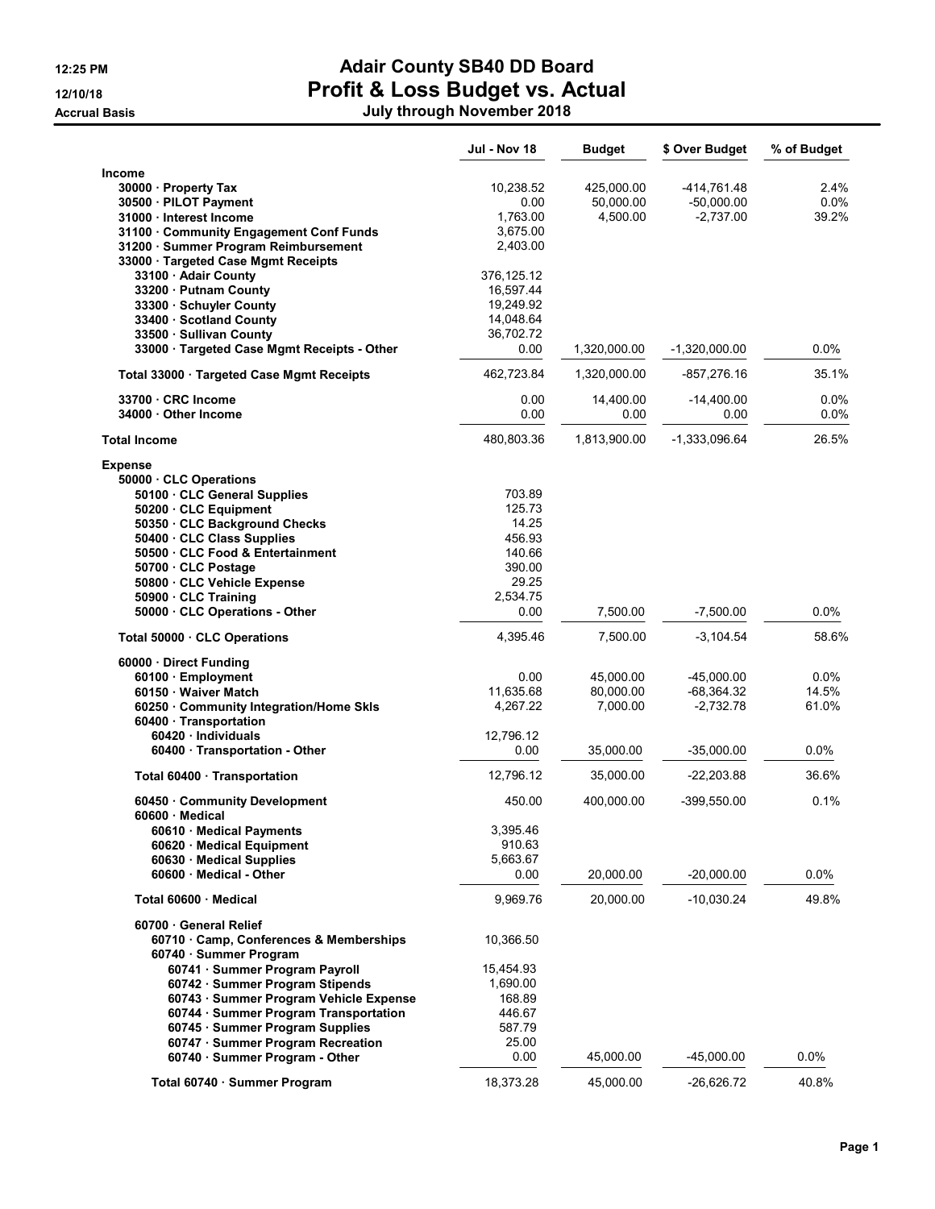12:25 PM

12/10/18

Accrual Basis

# Adair County SB40 DD Board

## Profit & Loss Budget vs. Actual

### July through November 2018

| | Jul - Nov 18 | Budget | $ Over Budget | % of Budget |
|---|---|---|---|---|
| **Income** | | | | |
| 30000 · Property Tax | 10,238.52 | 425,000.00 | -414,761.48 | 2.4% |
| 30500 · PILOT Payment | 0.00 | 50,000.00 | -50,000.00 | 0.0% |
| 31000 · Interest Income | 1,763.00 | 4,500.00 | -2,737.00 | 39.2% |
| 31100 · Community Engagement Conf Funds | 3,675.00 | | | |
| 31200 · Summer Program Reimbursement | 2,403.00 | | | |
| 33000 · Targeted Case Mgmt Receipts | | | | |
| 33100 · Adair County | 376,125.12 | | | |
| 33200 · Putnam County | 16,597.44 | | | |
| 33300 · Schuyler County | 19,249.92 | | | |
| 33400 · Scotland County | 14,048.64 | | | |
| 33500 · Sullivan County | 36,702.72 | | | |
| 33000 · Targeted Case Mgmt Receipts - Other | 0.00 | 1,320,000.00 | -1,320,000.00 | 0.0% |
| Total 33000 · Targeted Case Mgmt Receipts | 462,723.84 | 1,320,000.00 | -857,276.16 | 35.1% |
| 33700 · CRC Income | 0.00 | 14,400.00 | -14,400.00 | 0.0% |
| 34000 · Other Income | 0.00 | 0.00 | 0.00 | 0.0% |
| **Total Income** | 480,803.36 | 1,813,900.00 | -1,333,096.64 | 26.5% |
| **Expense** | | | | |
| 50000 · CLC Operations | | | | |
| 50100 · CLC General Supplies | 703.89 | | | |
| 50200 · CLC Equipment | 125.73 | | | |
| 50350 · CLC Background Checks | 14.25 | | | |
| 50400 · CLC Class Supplies | 456.93 | | | |
| 50500 · CLC Food & Entertainment | 140.66 | | | |
| 50700 · CLC Postage | 390.00 | | | |
| 50800 · CLC Vehicle Expense | 29.25 | | | |
| 50900 · CLC Training | 2,534.75 | | | |
| 50000 · CLC Operations - Other | 0.00 | 7,500.00 | -7,500.00 | 0.0% |
| Total 50000 · CLC Operations | 4,395.46 | 7,500.00 | -3,104.54 | 58.6% |
| 60000 · Direct Funding | | | | |
| 60100 · Employment | 0.00 | 45,000.00 | -45,000.00 | 0.0% |
| 60150 · Waiver Match | 11,635.68 | 80,000.00 | -68,364.32 | 14.5% |
| 60250 · Community Integration/Home Skls | 4,267.22 | 7,000.00 | -2,732.78 | 61.0% |
| 60400 · Transportation | | | | |
| 60420 · Individuals | 12,796.12 | | | |
| 60400 · Transportation - Other | 0.00 | 35,000.00 | -35,000.00 | 0.0% |
| Total 60400 · Transportation | 12,796.12 | 35,000.00 | -22,203.88 | 36.6% |
| 60450 · Community Development | 450.00 | 400,000.00 | -399,550.00 | 0.1% |
| 60600 · Medical | | | | |
| 60610 · Medical Payments | 3,395.46 | | | |
| 60620 · Medical Equipment | 910.63 | | | |
| 60630 · Medical Supplies | 5,663.67 | | | |
| 60600 · Medical - Other | 0.00 | 20,000.00 | -20,000.00 | 0.0% |
| Total 60600 · Medical | 9,969.76 | 20,000.00 | -10,030.24 | 49.8% |
| 60700 · General Relief | | | | |
| 60710 · Camp, Conferences & Memberships | 10,366.50 | | | |
| 60740 · Summer Program | | | | |
| 60741 · Summer Program Payroll | 15,454.93 | | | |
| 60742 · Summer Program Stipends | 1,690.00 | | | |
| 60743 · Summer Program Vehicle Expense | 168.89 | | | |
| 60744 · Summer Program Transportation | 446.67 | | | |
| 60745 · Summer Program Supplies | 587.79 | | | |
| 60747 · Summer Program Recreation | 25.00 | | | |
| 60740 · Summer Program - Other | 0.00 | 45,000.00 | -45,000.00 | 0.0% |
| Total 60740 · Summer Program | 18,373.28 | 45,000.00 | -26,626.72 | 40.8% |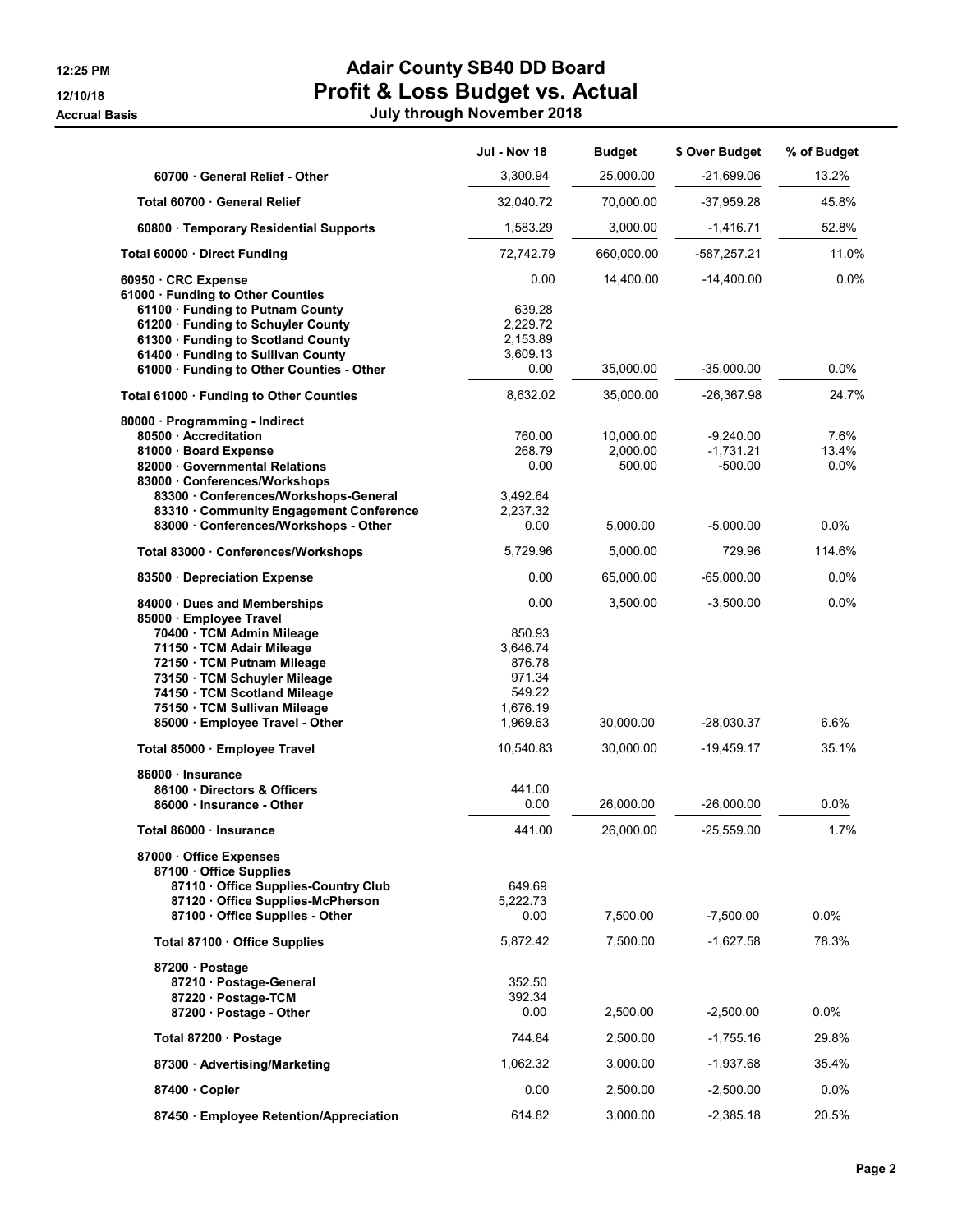# Adair County SB40 DD Board

## Profit & Loss Budget vs. Actual

**July through November 2018**

12:25 PM
12/10/18
Accrual Basis

| | Jul - Nov 18 | Budget | $ Over Budget | % of Budget |
|---|---|---|---|---|
| 60700 · General Relief - Other | 3,300.94 | 25,000.00 | -21,699.06 | 13.2% |
| **Total 60700 · General Relief** | 32,040.72 | 70,000.00 | -37,959.28 | 45.8% |
| 60800 · Temporary Residential Supports | 1,583.29 | 3,000.00 | -1,416.71 | 52.8% |
| **Total 60000 · Direct Funding** | 72,742.79 | 660,000.00 | -587,257.21 | 11.0% |
| 60950 · CRC Expense | 0.00 | 14,400.00 | -14,400.00 | 0.0% |
| 61000 · Funding to Other Counties | | | | |
| 61100 · Funding to Putnam County | 639.28 | | | |
| 61200 · Funding to Schuyler County | 2,229.72 | | | |
| 61300 · Funding to Scotland County | 2,153.89 | | | |
| 61400 · Funding to Sullivan County | 3,609.13 | | | |
| 61000 · Funding to Other Counties - Other | 0.00 | 35,000.00 | -35,000.00 | 0.0% |
| **Total 61000 · Funding to Other Counties** | 8,632.02 | 35,000.00 | -26,367.98 | 24.7% |
| 80000 · Programming - Indirect | | | | |
| 80500 · Accreditation | 760.00 | 10,000.00 | -9,240.00 | 7.6% |
| 81000 · Board Expense | 268.79 | 2,000.00 | -1,731.21 | 13.4% |
| 82000 · Governmental Relations | 0.00 | 500.00 | -500.00 | 0.0% |
| 83000 · Conferences/Workshops | | | | |
| 83300 · Conferences/Workshops-General | 3,492.64 | | | |
| 83310 · Community Engagement Conference | 2,237.32 | | | |
| 83000 · Conferences/Workshops - Other | 0.00 | 5,000.00 | -5,000.00 | 0.0% |
| **Total 83000 · Conferences/Workshops** | 5,729.96 | 5,000.00 | 729.96 | 114.6% |
| 83500 · Depreciation Expense | 0.00 | 65,000.00 | -65,000.00 | 0.0% |
| 84000 · Dues and Memberships | 0.00 | 3,500.00 | -3,500.00 | 0.0% |
| 85000 · Employee Travel | | | | |
| 70400 · TCM Admin Mileage | 850.93 | | | |
| 71150 · TCM Adair Mileage | 3,646.74 | | | |
| 72150 · TCM Putnam Mileage | 876.78 | | | |
| 73150 · TCM Schuyler Mileage | 971.34 | | | |
| 74150 · TCM Scotland Mileage | 549.22 | | | |
| 75150 · TCM Sullivan Mileage | 1,676.19 | | | |
| 85000 · Employee Travel - Other | 1,969.63 | 30,000.00 | -28,030.37 | 6.6% |
| **Total 85000 · Employee Travel** | 10,540.83 | 30,000.00 | -19,459.17 | 35.1% |
| 86000 · Insurance | | | | |
| 86100 · Directors & Officers | 441.00 | | | |
| 86000 · Insurance - Other | 0.00 | 26,000.00 | -26,000.00 | 0.0% |
| **Total 86000 · Insurance** | 441.00 | 26,000.00 | -25,559.00 | 1.7% |
| 87000 · Office Expenses | | | | |
| 87100 · Office Supplies | | | | |
| 87110 · Office Supplies-Country Club | 649.69 | | | |
| 87120 · Office Supplies-McPherson | 5,222.73 | | | |
| 87100 · Office Supplies - Other | 0.00 | 7,500.00 | -7,500.00 | 0.0% |
| **Total 87100 · Office Supplies** | 5,872.42 | 7,500.00 | -1,627.58 | 78.3% |
| 87200 · Postage | | | | |
| 87210 · Postage-General | 352.50 | | | |
| 87220 · Postage-TCM | 392.34 | | | |
| 87200 · Postage - Other | 0.00 | 2,500.00 | -2,500.00 | 0.0% |
| **Total 87200 · Postage** | 744.84 | 2,500.00 | -1,755.16 | 29.8% |
| 87300 · Advertising/Marketing | 1,062.32 | 3,000.00 | -1,937.68 | 35.4% |
| 87400 · Copier | 0.00 | 2,500.00 | -2,500.00 | 0.0% |
| 87450 · Employee Retention/Appreciation | 614.82 | 3,000.00 | -2,385.18 | 20.5% |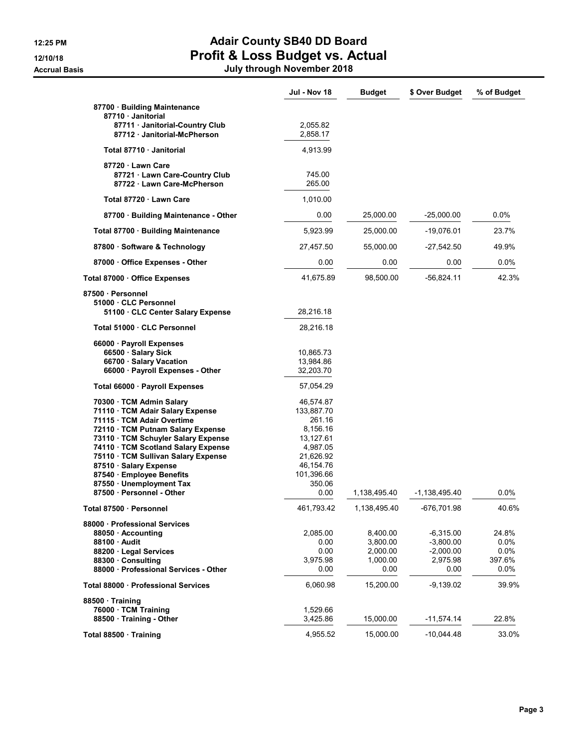# Adair County SB40 DD Board
## Profit & Loss Budget vs. Actual
### July through November 2018

12:25 PM
12/10/18
Accrual Basis

| | Jul - Nov 18 | Budget | $ Over Budget | % of Budget |
|---|---|---|---|---|
| 87700 · Building Maintenance | | | | |
| 87710 · Janitorial | | | | |
| 87711 · Janitorial-Country Club | 2,055.82 | | | |
| 87712 · Janitorial-McPherson | 2,858.17 | | | |
| Total 87710 · Janitorial | 4,913.99 | | | |
| 87720 · Lawn Care | | | | |
| 87721 · Lawn Care-Country Club | 745.00 | | | |
| 87722 · Lawn Care-McPherson | 265.00 | | | |
| Total 87720 · Lawn Care | 1,010.00 | | | |
| 87700 · Building Maintenance - Other | 0.00 | 25,000.00 | -25,000.00 | 0.0% |
| Total 87700 · Building Maintenance | 5,923.99 | 25,000.00 | -19,076.01 | 23.7% |
| 87800 · Software & Technology | 27,457.50 | 55,000.00 | -27,542.50 | 49.9% |
| 87000 · Office Expenses - Other | 0.00 | 0.00 | 0.00 | 0.0% |
| Total 87000 · Office Expenses | 41,675.89 | 98,500.00 | -56,824.11 | 42.3% |
| 87500 · Personnel | | | | |
| 51000 · CLC Personnel | | | | |
| 51100 · CLC Center Salary Expense | 28,216.18 | | | |
| Total 51000 · CLC Personnel | 28,216.18 | | | |
| 66000 · Payroll Expenses | | | | |
| 66500 · Salary Sick | 10,865.73 | | | |
| 66700 · Salary Vacation | 13,984.86 | | | |
| 66000 · Payroll Expenses - Other | 32,203.70 | | | |
| Total 66000 · Payroll Expenses | 57,054.29 | | | |
| 70300 · TCM Admin Salary | 46,574.87 | | | |
| 71110 · TCM Adair Salary Expense | 133,887.70 | | | |
| 71115 · TCM Adair Overtime | 261.16 | | | |
| 72110 · TCM Putnam Salary Expense | 8,156.16 | | | |
| 73110 · TCM Schuyler Salary Expense | 13,127.61 | | | |
| 74110 · TCM Scotland Salary Expense | 4,987.05 | | | |
| 75110 · TCM Sullivan Salary Expense | 21,626.92 | | | |
| 87510 · Salary Expense | 46,154.76 | | | |
| 87540 · Employee Benefits | 101,396.66 | | | |
| 87550 · Unemployment Tax | 350.06 | | | |
| 87500 · Personnel - Other | 0.00 | 1,138,495.40 | -1,138,495.40 | 0.0% |
| Total 87500 · Personnel | 461,793.42 | 1,138,495.40 | -676,701.98 | 40.6% |
| 88000 · Professional Services | | | | |
| 88050 · Accounting | 2,085.00 | 8,400.00 | -6,315.00 | 24.8% |
| 88100 · Audit | 0.00 | 3,800.00 | -3,800.00 | 0.0% |
| 88200 · Legal Services | 0.00 | 2,000.00 | -2,000.00 | 0.0% |
| 88300 · Consulting | 3,975.98 | 1,000.00 | 2,975.98 | 397.6% |
| 88000 · Professional Services - Other | 0.00 | 0.00 | 0.00 | 0.0% |
| Total 88000 · Professional Services | 6,060.98 | 15,200.00 | -9,139.02 | 39.9% |
| 88500 · Training | | | | |
| 76000 · TCM Training | 1,529.66 | | | |
| 88500 · Training - Other | 3,425.86 | 15,000.00 | -11,574.14 | 22.8% |
| Total 88500 · Training | 4,955.52 | 15,000.00 | -10,044.48 | 33.0% |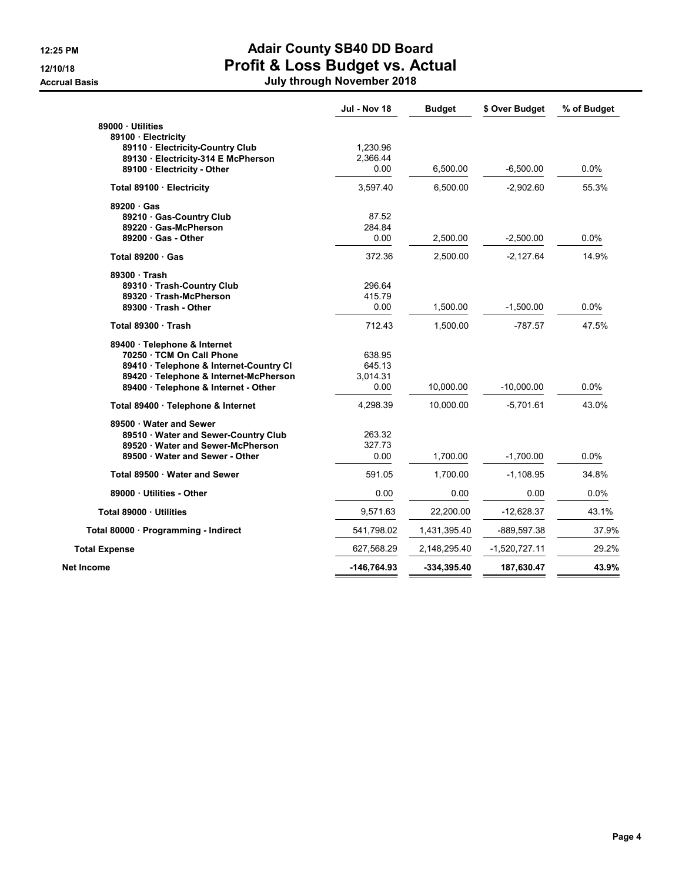# Adair County SB40 DD Board
## Profit & Loss Budget vs. Actual
### July through November 2018

12:25 PM
12/10/18
Accrual Basis

| | Jul - Nov 18 | Budget | $ Over Budget | % of Budget |
|---|---|---|---|---|
| 89000 · Utilities | | | | |
| 89100 · Electricity | | | | |
| 89110 · Electricity-Country Club | 1,230.96 | | | |
| 89130 · Electricity-314 E McPherson | 2,366.44 | | | |
| 89100 · Electricity - Other | 0.00 | 6,500.00 | -6,500.00 | 0.0% |
| Total 89100 · Electricity | 3,597.40 | 6,500.00 | -2,902.60 | 55.3% |
| 89200 · Gas | | | | |
| 89210 · Gas-Country Club | 87.52 | | | |
| 89220 · Gas-McPherson | 284.84 | | | |
| 89200 · Gas - Other | 0.00 | 2,500.00 | -2,500.00 | 0.0% |
| Total 89200 · Gas | 372.36 | 2,500.00 | -2,127.64 | 14.9% |
| 89300 · Trash | | | | |
| 89310 · Trash-Country Club | 296.64 | | | |
| 89320 · Trash-McPherson | 415.79 | | | |
| 89300 · Trash - Other | 0.00 | 1,500.00 | -1,500.00 | 0.0% |
| Total 89300 · Trash | 712.43 | 1,500.00 | -787.57 | 47.5% |
| 89400 · Telephone & Internet | | | | |
| 70250 · TCM On Call Phone | 638.95 | | | |
| 89410 · Telephone & Internet-Country Cl | 645.13 | | | |
| 89420 · Telephone & Internet-McPherson | 3,014.31 | | | |
| 89400 · Telephone & Internet - Other | 0.00 | 10,000.00 | -10,000.00 | 0.0% |
| Total 89400 · Telephone & Internet | 4,298.39 | 10,000.00 | -5,701.61 | 43.0% |
| 89500 · Water and Sewer | | | | |
| 89510 · Water and Sewer-Country Club | 263.32 | | | |
| 89520 · Water and Sewer-McPherson | 327.73 | | | |
| 89500 · Water and Sewer - Other | 0.00 | 1,700.00 | -1,700.00 | 0.0% |
| Total 89500 · Water and Sewer | 591.05 | 1,700.00 | -1,108.95 | 34.8% |
| 89000 · Utilities - Other | 0.00 | 0.00 | 0.00 | 0.0% |
| Total 89000 · Utilities | 9,571.63 | 22,200.00 | -12,628.37 | 43.1% |
| Total 80000 · Programming - Indirect | 541,798.02 | 1,431,395.40 | -889,597.38 | 37.9% |
| Total Expense | 627,568.29 | 2,148,295.40 | -1,520,727.11 | 29.2% |
| **Net Income** | **-146,764.93** | **-334,395.40** | **187,630.47** | **43.9%** |